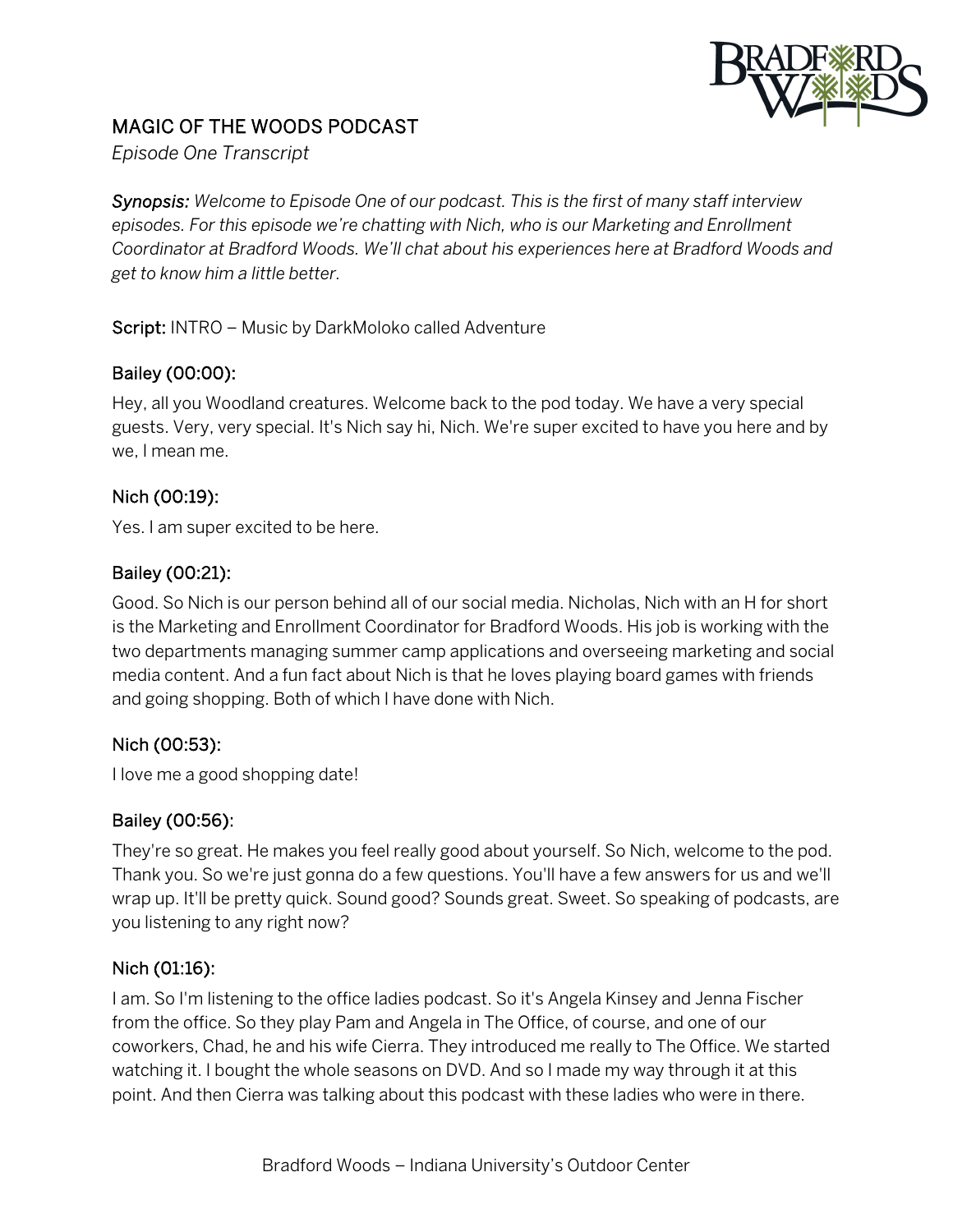# MAGIC OF THE WOODS PODCAST

*Episode One Transcript*

***Synopsis:*** *Welcome to Episode One of our podcast. This is the first of many staff interview episodes. For this episode we're chatting with Nich, who is our Marketing and Enrollment Coordinator at Bradford Woods. We'll chat about his experiences here at Bradford Woods and get to know him a little better.*

**Script:** INTRO – Music by DarkMoloko called Adventure

### Bailey (00:00):

Hey, all you Woodland creatures. Welcome back to the pod today. We have a very special guests. Very, very special. It's Nich say hi, Nich. We're super excited to have you here and by we, I mean me.

### Nich (00:19):

Yes. I am super excited to be here.

### Bailey (00:21):

Good. So Nich is our person behind all of our social media. Nicholas, Nich with an H for short is the Marketing and Enrollment Coordinator for Bradford Woods. His job is working with the two departments managing summer camp applications and overseeing marketing and social media content. And a fun fact about Nich is that he loves playing board games with friends and going shopping. Both of which I have done with Nich.

### Nich (00:53):

I love me a good shopping date!

### Bailey (00:56):

They're so great. He makes you feel really good about yourself. So Nich, welcome to the pod. Thank you. So we're just gonna do a few questions. You'll have a few answers for us and we'll wrap up. It'll be pretty quick. Sound good? Sounds great. Sweet. So speaking of podcasts, are you listening to any right now?

### Nich (01:16):

I am. So I'm listening to the office ladies podcast. So it's Angela Kinsey and Jenna Fischer from the office. So they play Pam and Angela in The Office, of course, and one of our coworkers, Chad, he and his wife Cierra. They introduced me really to The Office. We started watching it. I bought the whole seasons on DVD. And so I made my way through it at this point. And then Cierra was talking about this podcast with these ladies who were in there.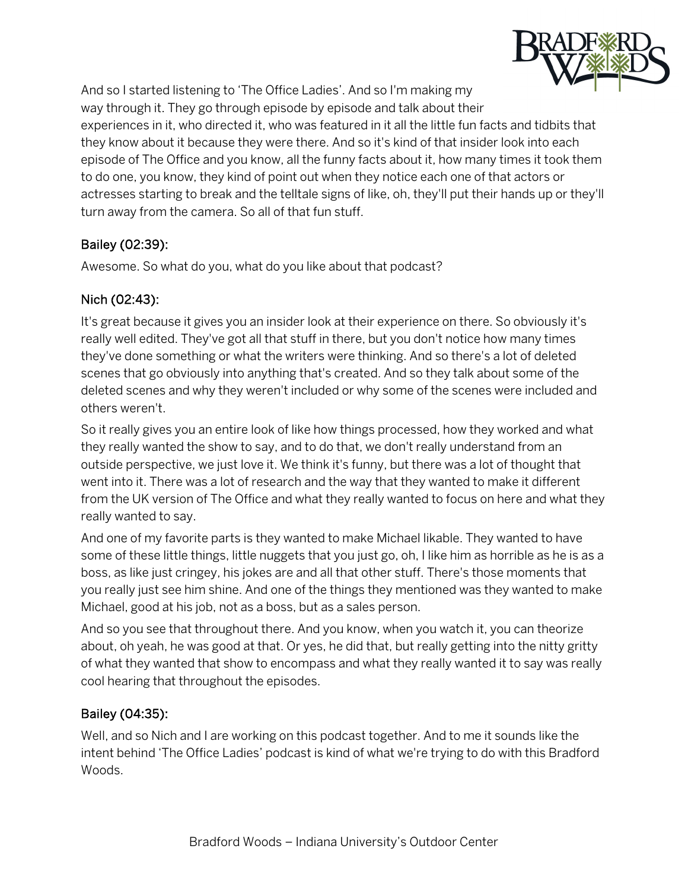And so I started listening to 'The Office Ladies'. And so I'm making my way through it. They go through episode by episode and talk about their experiences in it, who directed it, who was featured in it all the little fun facts and tidbits that they know about it because they were there. And so it's kind of that insider look into each episode of The Office and you know, all the funny facts about it, how many times it took them to do one, you know, they kind of point out when they notice each one of that actors or actresses starting to break and the telltale signs of like, oh, they'll put their hands up or they'll turn away from the camera. So all of that fun stuff.

#### Bailey (02:39):

Awesome. So what do you, what do you like about that podcast?

#### Nich (02:43):

It's great because it gives you an insider look at their experience on there. So obviously it's really well edited. They've got all that stuff in there, but you don't notice how many times they've done something or what the writers were thinking. And so there's a lot of deleted scenes that go obviously into anything that's created. And so they talk about some of the deleted scenes and why they weren't included or why some of the scenes were included and others weren't.

So it really gives you an entire look of like how things processed, how they worked and what they really wanted the show to say, and to do that, we don't really understand from an outside perspective, we just love it. We think it's funny, but there was a lot of thought that went into it. There was a lot of research and the way that they wanted to make it different from the UK version of The Office and what they really wanted to focus on here and what they really wanted to say.

And one of my favorite parts is they wanted to make Michael likable. They wanted to have some of these little things, little nuggets that you just go, oh, I like him as horrible as he is as a boss, as like just cringey, his jokes are and all that other stuff. There's those moments that you really just see him shine. And one of the things they mentioned was they wanted to make Michael, good at his job, not as a boss, but as a sales person.

And so you see that throughout there. And you know, when you watch it, you can theorize about, oh yeah, he was good at that. Or yes, he did that, but really getting into the nitty gritty of what they wanted that show to encompass and what they really wanted it to say was really cool hearing that throughout the episodes.

#### Bailey (04:35):

Well, and so Nich and I are working on this podcast together. And to me it sounds like the intent behind 'The Office Ladies' podcast is kind of what we're trying to do with this Bradford Woods.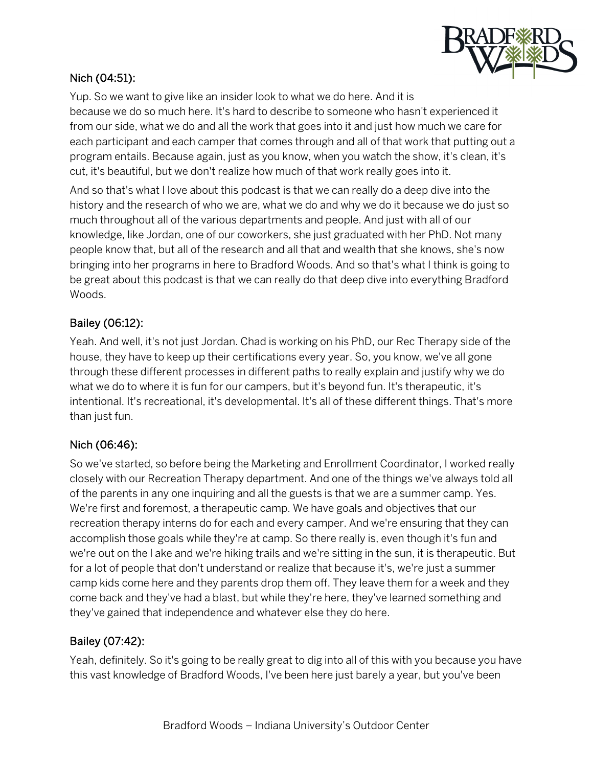**Nich (04:51):**

Yup. So we want to give like an insider look to what we do here. And it is because we do so much here. It's hard to describe to someone who hasn't experienced it from our side, what we do and all the work that goes into it and just how much we care for each participant and each camper that comes through and all of that work that putting out a program entails. Because again, just as you know, when you watch the show, it's clean, it's cut, it's beautiful, but we don't realize how much of that work really goes into it.

And so that's what I love about this podcast is that we can really do a deep dive into the history and the research of who we are, what we do and why we do it because we do just so much throughout all of the various departments and people. And just with all of our knowledge, like Jordan, one of our coworkers, she just graduated with her PhD. Not many people know that, but all of the research and all that and wealth that she knows, she's now bringing into her programs in here to Bradford Woods. And so that's what I think is going to be great about this podcast is that we can really do that deep dive into everything Bradford Woods.

**Bailey (06:12):**

Yeah. And well, it's not just Jordan. Chad is working on his PhD, our Rec Therapy side of the house, they have to keep up their certifications every year. So, you know, we've all gone through these different processes in different paths to really explain and justify why we do what we do to where it is fun for our campers, but it's beyond fun. It's therapeutic, it's intentional. It's recreational, it's developmental. It's all of these different things. That's more than just fun.

**Nich (06:46):**

So we've started, so before being the Marketing and Enrollment Coordinator, I worked really closely with our Recreation Therapy department. And one of the things we've always told all of the parents in any one inquiring and all the guests is that we are a summer camp. Yes. We're first and foremost, a therapeutic camp. We have goals and objectives that our recreation therapy interns do for each and every camper. And we're ensuring that they can accomplish those goals while they're at camp. So there really is, even though it's fun and we're out on the l ake and we're hiking trails and we're sitting in the sun, it is therapeutic. But for a lot of people that don't understand or realize that because it's, we're just a summer camp kids come here and they parents drop them off. They leave them for a week and they come back and they've had a blast, but while they're here, they've learned something and they've gained that independence and whatever else they do here.

**Bailey (07:42):**

Yeah, definitely. So it's going to be really great to dig into all of this with you because you have this vast knowledge of Bradford Woods, I've been here just barely a year, but you've been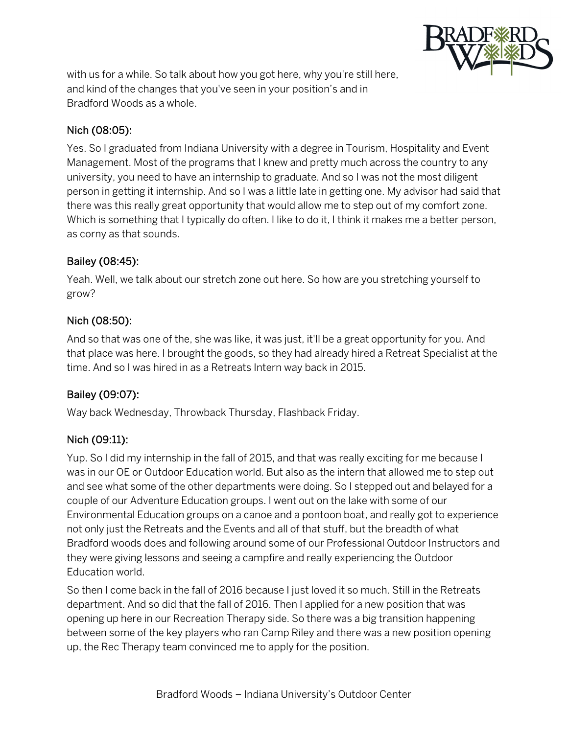with us for a while. So talk about how you got here, why you're still here, and kind of the changes that you've seen in your position's and in Bradford Woods as a whole.

### Nich (08:05):

Yes. So I graduated from Indiana University with a degree in Tourism, Hospitality and Event Management. Most of the programs that I knew and pretty much across the country to any university, you need to have an internship to graduate. And so I was not the most diligent person in getting it internship. And so I was a little late in getting one. My advisor had said that there was this really great opportunity that would allow me to step out of my comfort zone. Which is something that I typically do often. I like to do it, I think it makes me a better person, as corny as that sounds.

### Bailey (08:45):

Yeah. Well, we talk about our stretch zone out here. So how are you stretching yourself to grow?

### Nich (08:50):

And so that was one of the, she was like, it was just, it'll be a great opportunity for you. And that place was here. I brought the goods, so they had already hired a Retreat Specialist at the time. And so I was hired in as a Retreats Intern way back in 2015.

### Bailey (09:07):

Way back Wednesday, Throwback Thursday, Flashback Friday.

### Nich (09:11):

Yup. So I did my internship in the fall of 2015, and that was really exciting for me because I was in our OE or Outdoor Education world. But also as the intern that allowed me to step out and see what some of the other departments were doing. So I stepped out and belayed for a couple of our Adventure Education groups. I went out on the lake with some of our Environmental Education groups on a canoe and a pontoon boat, and really got to experience not only just the Retreats and the Events and all of that stuff, but the breadth of what Bradford woods does and following around some of our Professional Outdoor Instructors and they were giving lessons and seeing a campfire and really experiencing the Outdoor Education world.

So then I come back in the fall of 2016 because I just loved it so much. Still in the Retreats department. And so did that the fall of 2016. Then I applied for a new position that was opening up here in our Recreation Therapy side. So there was a big transition happening between some of the key players who ran Camp Riley and there was a new position opening up, the Rec Therapy team convinced me to apply for the position.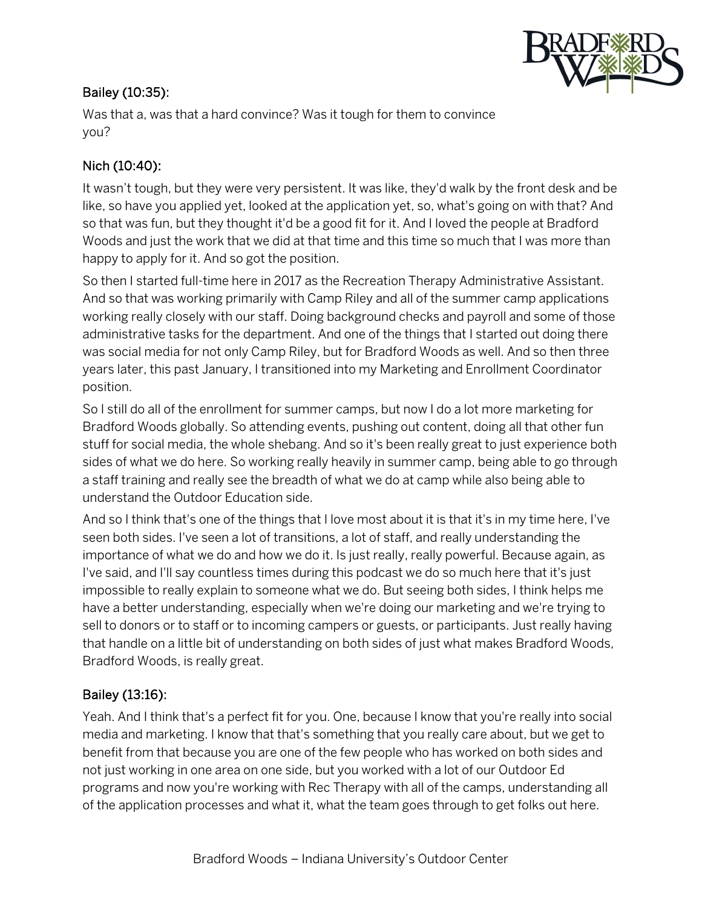### Bailey (10:35):

Was that a, was that a hard convince? Was it tough for them to convince you?

### Nich (10:40):

It wasn't tough, but they were very persistent. It was like, they'd walk by the front desk and be like, so have you applied yet, looked at the application yet, so, what's going on with that? And so that was fun, but they thought it'd be a good fit for it. And I loved the people at Bradford Woods and just the work that we did at that time and this time so much that I was more than happy to apply for it. And so got the position.

So then I started full-time here in 2017 as the Recreation Therapy Administrative Assistant. And so that was working primarily with Camp Riley and all of the summer camp applications working really closely with our staff. Doing background checks and payroll and some of those administrative tasks for the department. And one of the things that I started out doing there was social media for not only Camp Riley, but for Bradford Woods as well. And so then three years later, this past January, I transitioned into my Marketing and Enrollment Coordinator position.

So I still do all of the enrollment for summer camps, but now I do a lot more marketing for Bradford Woods globally. So attending events, pushing out content, doing all that other fun stuff for social media, the whole shebang. And so it's been really great to just experience both sides of what we do here. So working really heavily in summer camp, being able to go through a staff training and really see the breadth of what we do at camp while also being able to understand the Outdoor Education side.

And so I think that's one of the things that I love most about it is that it's in my time here, I've seen both sides. I've seen a lot of transitions, a lot of staff, and really understanding the importance of what we do and how we do it. Is just really, really powerful. Because again, as I've said, and I'll say countless times during this podcast we do so much here that it's just impossible to really explain to someone what we do. But seeing both sides, I think helps me have a better understanding, especially when we're doing our marketing and we're trying to sell to donors or to staff or to incoming campers or guests, or participants. Just really having that handle on a little bit of understanding on both sides of just what makes Bradford Woods, Bradford Woods, is really great.

### Bailey (13:16):

Yeah. And I think that's a perfect fit for you. One, because I know that you're really into social media and marketing. I know that that's something that you really care about, but we get to benefit from that because you are one of the few people who has worked on both sides and not just working in one area on one side, but you worked with a lot of our Outdoor Ed programs and now you're working with Rec Therapy with all of the camps, understanding all of the application processes and what it, what the team goes through to get folks out here.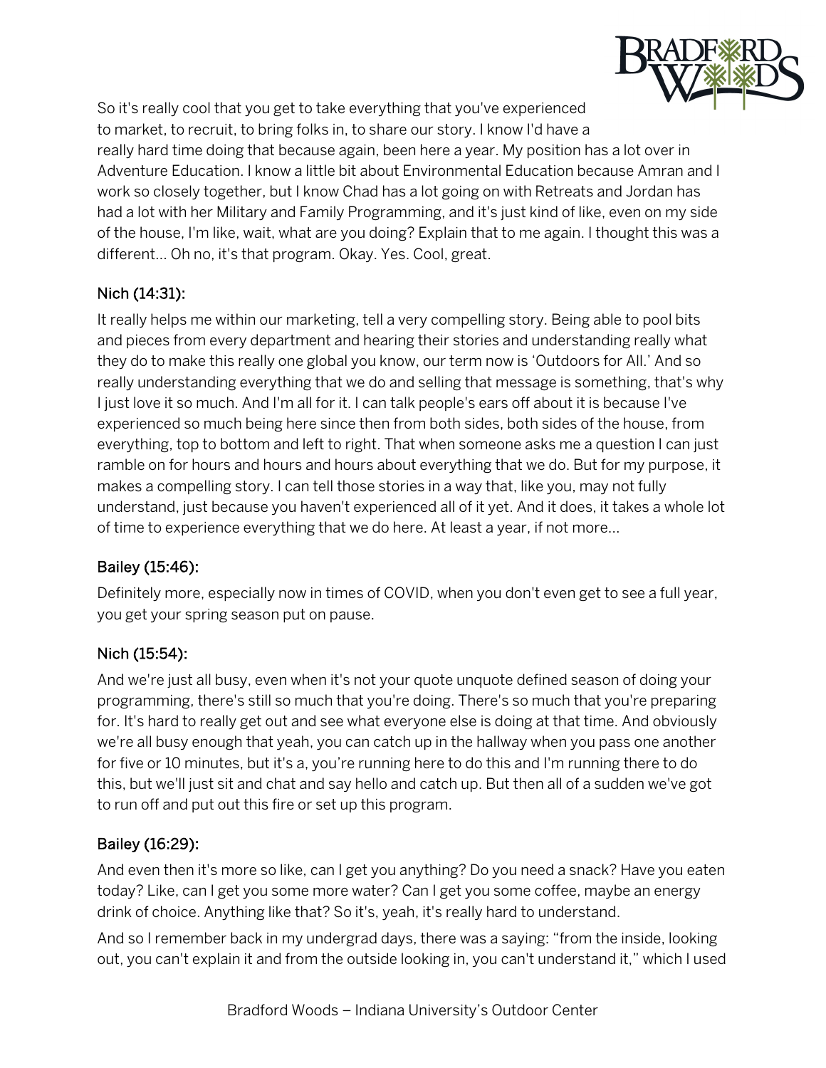So it's really cool that you get to take everything that you've experienced to market, to recruit, to bring folks in, to share our story. I know I'd have a really hard time doing that because again, been here a year. My position has a lot over in Adventure Education. I know a little bit about Environmental Education because Amran and I work so closely together, but I know Chad has a lot going on with Retreats and Jordan has had a lot with her Military and Family Programming, and it's just kind of like, even on my side of the house, I'm like, wait, what are you doing? Explain that to me again. I thought this was a different… Oh no, it's that program. Okay. Yes. Cool, great.

### Nich (14:31):

It really helps me within our marketing, tell a very compelling story. Being able to pool bits and pieces from every department and hearing their stories and understanding really what they do to make this really one global you know, our term now is 'Outdoors for All.' And so really understanding everything that we do and selling that message is something, that's why I just love it so much. And I'm all for it. I can talk people's ears off about it is because I've experienced so much being here since then from both sides, both sides of the house, from everything, top to bottom and left to right. That when someone asks me a question I can just ramble on for hours and hours and hours about everything that we do. But for my purpose, it makes a compelling story. I can tell those stories in a way that, like you, may not fully understand, just because you haven't experienced all of it yet. And it does, it takes a whole lot of time to experience everything that we do here. At least a year, if not more…

### Bailey (15:46):

Definitely more, especially now in times of COVID, when you don't even get to see a full year, you get your spring season put on pause.

### Nich (15:54):

And we're just all busy, even when it's not your quote unquote defined season of doing your programming, there's still so much that you're doing. There's so much that you're preparing for. It's hard to really get out and see what everyone else is doing at that time. And obviously we're all busy enough that yeah, you can catch up in the hallway when you pass one another for five or 10 minutes, but it's a, you're running here to do this and I'm running there to do this, but we'll just sit and chat and say hello and catch up. But then all of a sudden we've got to run off and put out this fire or set up this program.

### Bailey (16:29):

And even then it's more so like, can I get you anything? Do you need a snack? Have you eaten today? Like, can I get you some more water? Can I get you some coffee, maybe an energy drink of choice. Anything like that? So it's, yeah, it's really hard to understand.

And so I remember back in my undergrad days, there was a saying: "from the inside, looking out, you can't explain it and from the outside looking in, you can't understand it," which I used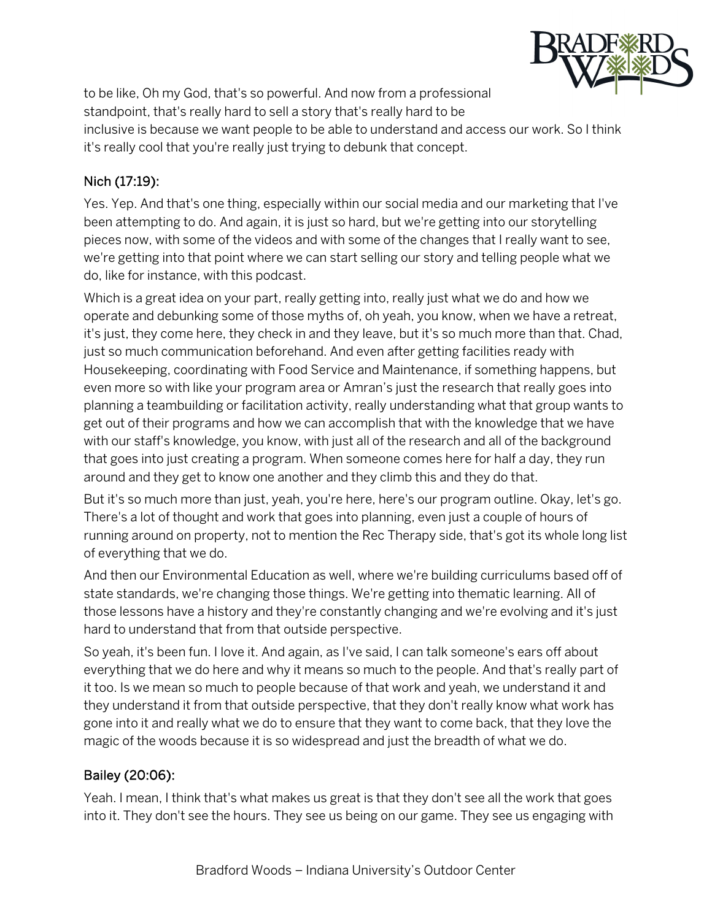to be like, Oh my God, that's so powerful. And now from a professional standpoint, that's really hard to sell a story that's really hard to be inclusive is because we want people to be able to understand and access our work. So I think it's really cool that you're really just trying to debunk that concept.

### Nich (17:19):

Yes. Yep. And that's one thing, especially within our social media and our marketing that I've been attempting to do. And again, it is just so hard, but we're getting into our storytelling pieces now, with some of the videos and with some of the changes that I really want to see, we're getting into that point where we can start selling our story and telling people what we do, like for instance, with this podcast.

Which is a great idea on your part, really getting into, really just what we do and how we operate and debunking some of those myths of, oh yeah, you know, when we have a retreat, it's just, they come here, they check in and they leave, but it's so much more than that. Chad, just so much communication beforehand. And even after getting facilities ready with Housekeeping, coordinating with Food Service and Maintenance, if something happens, but even more so with like your program area or Amran's just the research that really goes into planning a teambuilding or facilitation activity, really understanding what that group wants to get out of their programs and how we can accomplish that with the knowledge that we have with our staff's knowledge, you know, with just all of the research and all of the background that goes into just creating a program. When someone comes here for half a day, they run around and they get to know one another and they climb this and they do that.

But it's so much more than just, yeah, you're here, here's our program outline. Okay, let's go. There's a lot of thought and work that goes into planning, even just a couple of hours of running around on property, not to mention the Rec Therapy side, that's got its whole long list of everything that we do.

And then our Environmental Education as well, where we're building curriculums based off of state standards, we're changing those things. We're getting into thematic learning. All of those lessons have a history and they're constantly changing and we're evolving and it's just hard to understand that from that outside perspective.

So yeah, it's been fun. I love it. And again, as I've said, I can talk someone's ears off about everything that we do here and why it means so much to the people. And that's really part of it too. Is we mean so much to people because of that work and yeah, we understand it and they understand it from that outside perspective, that they don't really know what work has gone into it and really what we do to ensure that they want to come back, that they love the magic of the woods because it is so widespread and just the breadth of what we do.

### Bailey (20:06):

Yeah. I mean, I think that's what makes us great is that they don't see all the work that goes into it. They don't see the hours. They see us being on our game. They see us engaging with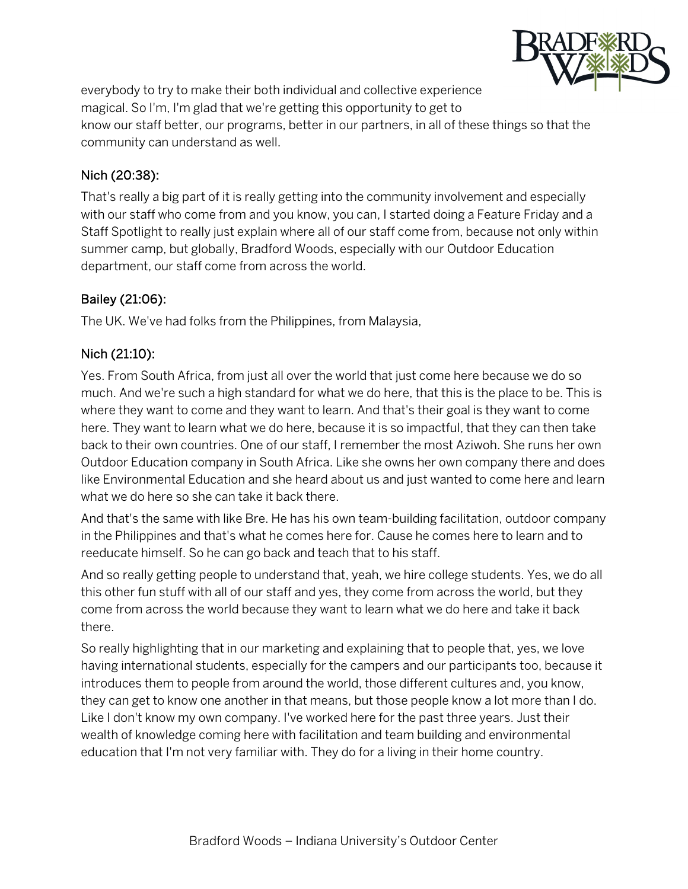everybody to try to make their both individual and collective experience magical. So I'm, I'm glad that we're getting this opportunity to get to know our staff better, our programs, better in our partners, in all of these things so that the community can understand as well.

### Nich (20:38):

That's really a big part of it is really getting into the community involvement and especially with our staff who come from and you know, you can, I started doing a Feature Friday and a Staff Spotlight to really just explain where all of our staff come from, because not only within summer camp, but globally, Bradford Woods, especially with our Outdoor Education department, our staff come from across the world.

### Bailey (21:06):

The UK. We've had folks from the Philippines, from Malaysia,

### Nich (21:10):

Yes. From South Africa, from just all over the world that just come here because we do so much. And we're such a high standard for what we do here, that this is the place to be. This is where they want to come and they want to learn. And that's their goal is they want to come here. They want to learn what we do here, because it is so impactful, that they can then take back to their own countries. One of our staff, I remember the most Aziwoh. She runs her own Outdoor Education company in South Africa. Like she owns her own company there and does like Environmental Education and she heard about us and just wanted to come here and learn what we do here so she can take it back there.

And that's the same with like Bre. He has his own team-building facilitation, outdoor company in the Philippines and that's what he comes here for. Cause he comes here to learn and to reeducate himself. So he can go back and teach that to his staff.

And so really getting people to understand that, yeah, we hire college students. Yes, we do all this other fun stuff with all of our staff and yes, they come from across the world, but they come from across the world because they want to learn what we do here and take it back there.

So really highlighting that in our marketing and explaining that to people that, yes, we love having international students, especially for the campers and our participants too, because it introduces them to people from around the world, those different cultures and, you know, they can get to know one another in that means, but those people know a lot more than I do. Like I don't know my own company. I've worked here for the past three years. Just their wealth of knowledge coming here with facilitation and team building and environmental education that I'm not very familiar with. They do for a living in their home country.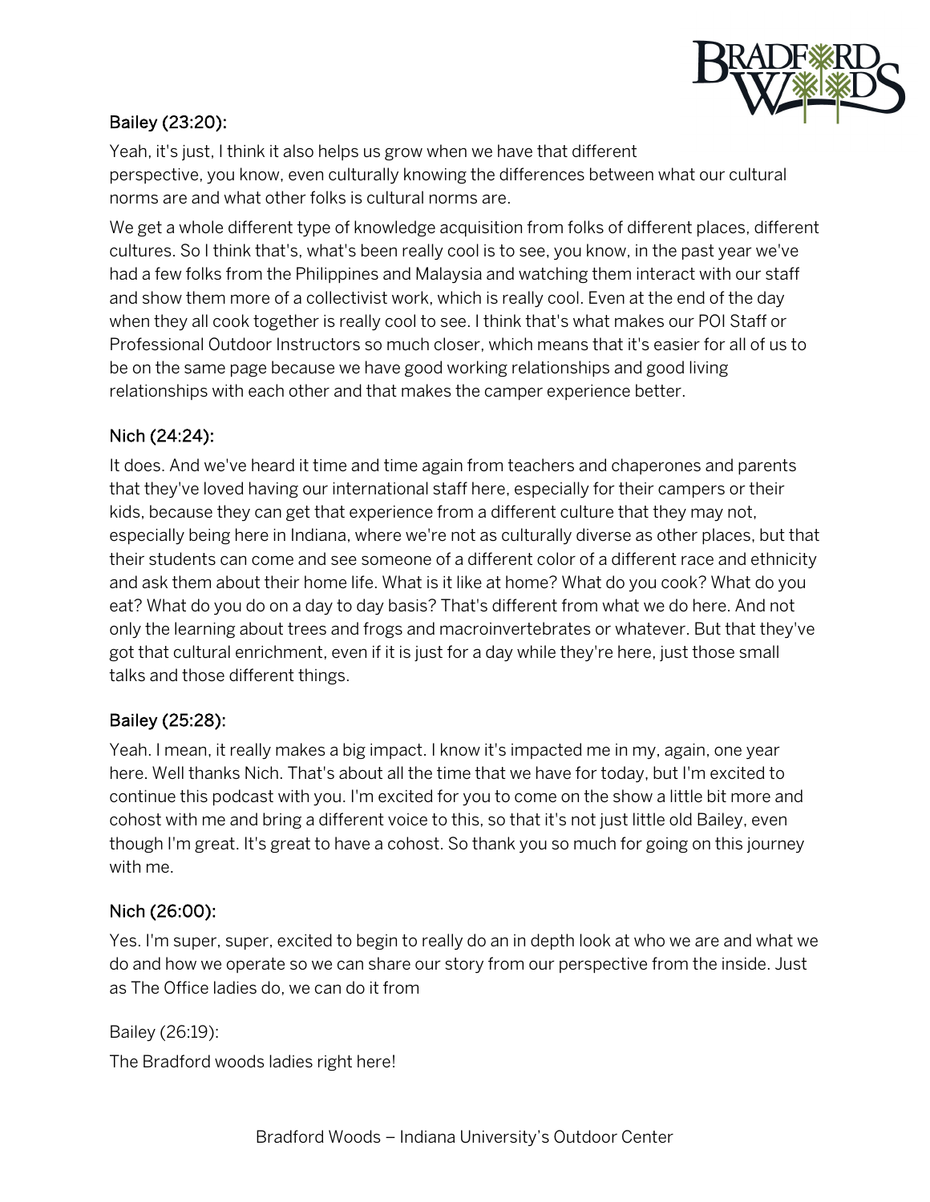**Bailey (23:20):**

Yeah, it's just, I think it also helps us grow when we have that different perspective, you know, even culturally knowing the differences between what our cultural norms are and what other folks is cultural norms are.

We get a whole different type of knowledge acquisition from folks of different places, different cultures. So I think that's, what's been really cool is to see, you know, in the past year we've had a few folks from the Philippines and Malaysia and watching them interact with our staff and show them more of a collectivist work, which is really cool. Even at the end of the day when they all cook together is really cool to see. I think that's what makes our POI Staff or Professional Outdoor Instructors so much closer, which means that it's easier for all of us to be on the same page because we have good working relationships and good living relationships with each other and that makes the camper experience better.

**Nich (24:24):**

It does. And we've heard it time and time again from teachers and chaperones and parents that they've loved having our international staff here, especially for their campers or their kids, because they can get that experience from a different culture that they may not, especially being here in Indiana, where we're not as culturally diverse as other places, but that their students can come and see someone of a different color of a different race and ethnicity and ask them about their home life. What is it like at home? What do you cook? What do you eat? What do you do on a day to day basis? That's different from what we do here. And not only the learning about trees and frogs and macroinvertebrates or whatever. But that they've got that cultural enrichment, even if it is just for a day while they're here, just those small talks and those different things.

**Bailey (25:28):**

Yeah. I mean, it really makes a big impact. I know it's impacted me in my, again, one year here. Well thanks Nich. That's about all the time that we have for today, but I'm excited to continue this podcast with you. I'm excited for you to come on the show a little bit more and cohost with me and bring a different voice to this, so that it's not just little old Bailey, even though I'm great. It's great to have a cohost. So thank you so much for going on this journey with me.

**Nich (26:00):**

Yes. I'm super, super, excited to begin to really do an in depth look at who we are and what we do and how we operate so we can share our story from our perspective from the inside. Just as The Office ladies do, we can do it from

Bailey (26:19):

The Bradford woods ladies right here!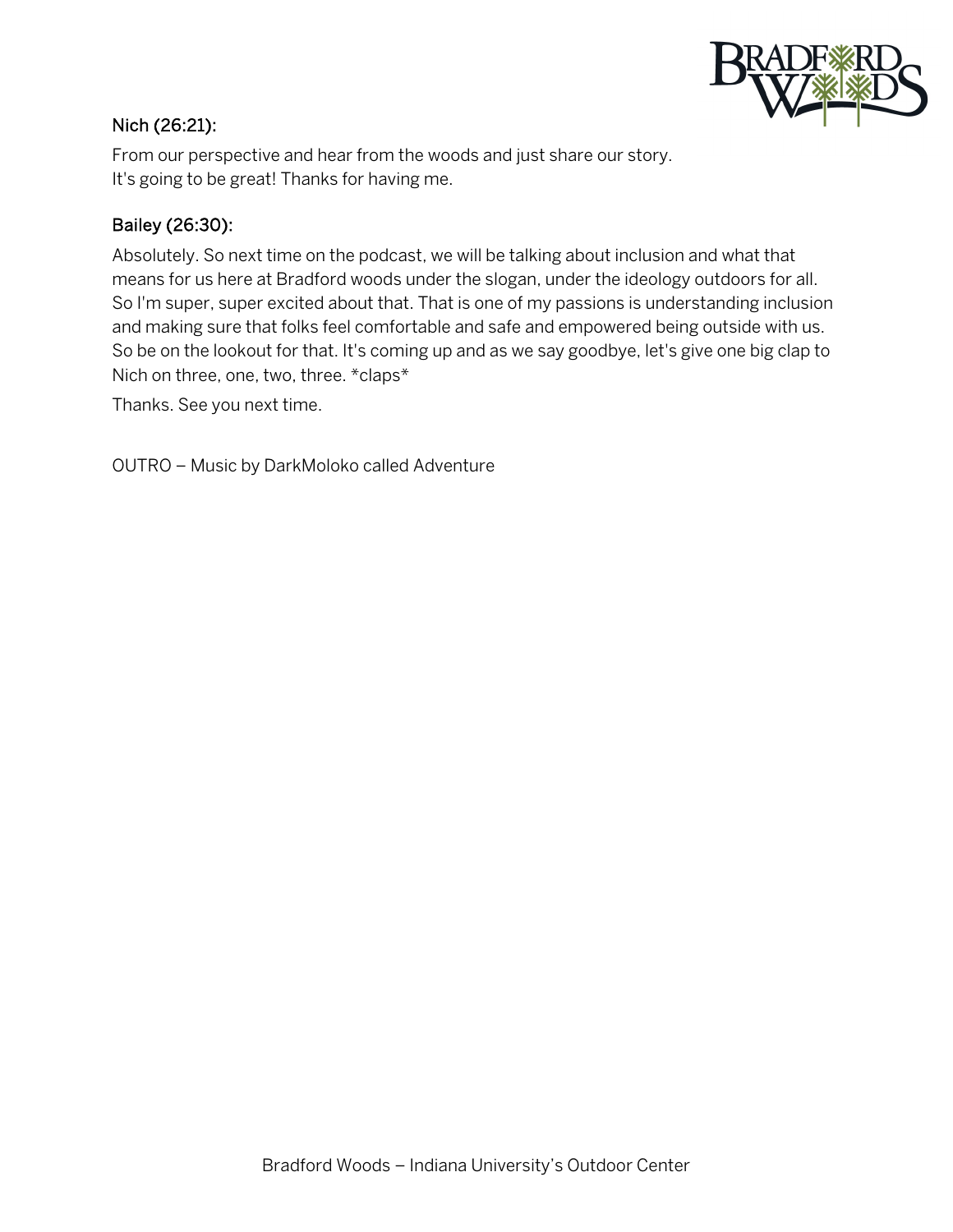Nich (26:21):

From our perspective and hear from the woods and just share our story.
It's going to be great! Thanks for having me.

Bailey (26:30):

Absolutely. So next time on the podcast, we will be talking about inclusion and what that means for us here at Bradford woods under the slogan, under the ideology outdoors for all. So I'm super, super excited about that. That is one of my passions is understanding inclusion and making sure that folks feel comfortable and safe and empowered being outside with us. So be on the lookout for that. It's coming up and as we say goodbye, let's give one big clap to Nich on three, one, two, three. *claps*

Thanks. See you next time.

OUTRO – Music by DarkMoloko called Adventure